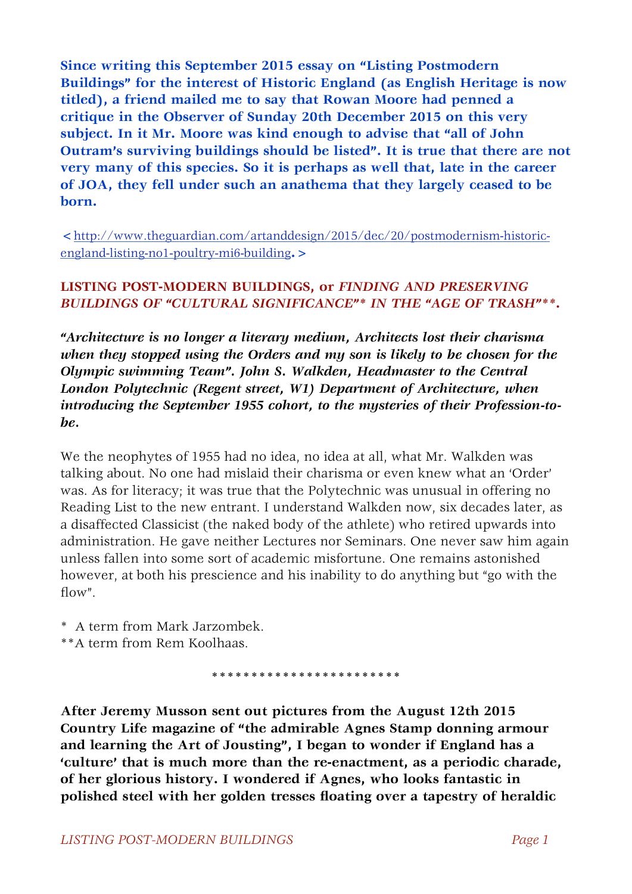**Since writing this September 2015 essay on "Listing Postmodern Buildings" for the interest of Historic England (as English Heritage is now titled), a friend mailed me to say that Rowan Moore had penned a critique in the Observer of Sunday 20th December 2015 on this very subject. In it Mr. Moore was kind enough to advise that "all of John Outram's surviving buildings should be listed". It is true that there are not very many of this species. So it is perhaps as well that, late in the career of JOA, they fell under such an anathema that they largely ceased to be born.**

**<** http://www.theguardian.com/artanddesign/2015/dec/20/postmodernism-historic-england-listing-no1-poultry-mi6-building**. >**

## LISTING POST-MODERN BUILDINGS, or *FINDING AND PRESERVING BUILDINGS OF "CULTURAL SIGNIFICANCE"\* IN THE "AGE OF TRASH"\*\*.*

***"Architecture is no longer a literary medium, Architects lost their charisma when they stopped using the Orders and my son is likely to be chosen for the Olympic swimming Team". John S. Walkden, Headmaster to the Central London Polytechnic (Regent street, W1) Department of Architecture, when introducing the September 1955 cohort, to the mysteries of their Profession-to-be.***

We the neophytes of 1955 had no idea, no idea at all, what Mr. Walkden was talking about. No one had mislaid their charisma or even knew what an 'Order' was. As for literacy; it was true that the Polytechnic was unusual in offering no Reading List to the new entrant. I understand Walkden now, six decades later, as a disaffected Classicist (the naked body of the athlete) who retired upwards into administration. He gave neither Lectures nor Seminars. One never saw him again unless fallen into some sort of academic misfortune. One remains astonished however, at both his prescience and his inability to do anything but "go with the flow".

\* A term from Mark Jarzombek.
\*\*A term from Rem Koolhaas.

\*\*\*\*\*\*\*\*\*\*\*\*\*\*\*\*\*\*\*\*\*\*\*\*

**After Jeremy Musson sent out pictures from the August 12th 2015 Country Life magazine of "the admirable Agnes Stamp donning armour and learning the Art of Jousting", I began to wonder if England has a 'culture' that is much more than the re-enactment, as a periodic charade, of her glorious history. I wondered if Agnes, who looks fantastic in polished steel with her golden tresses floating over a tapestry of heraldic**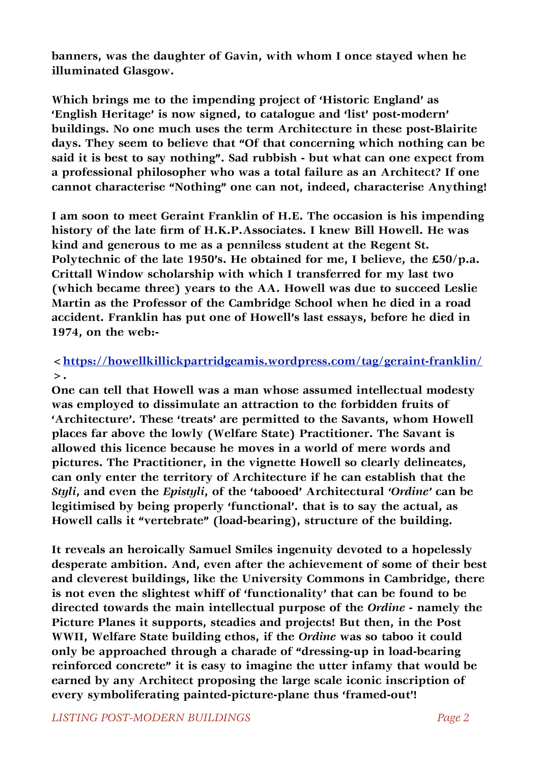**banners, was the daughter of Gavin, with whom I once stayed when he illuminated Glasgow.**

**Which brings me to the impending project of 'Historic England' as 'English Heritage' is now signed, to catalogue and 'list' post-modern' buildings. No one much uses the term Architecture in these post-Blairite days. They seem to believe that "Of that concerning which nothing can be said it is best to say nothing". Sad rubbish - but what can one expect from a professional philosopher who was a total failure as an Architect? If one cannot characterise "Nothing" one can not, indeed, characterise Anything!**

**I am soon to meet Geraint Franklin of H.E. The occasion is his impending history of the late firm of H.K.P.Associates. I knew Bill Howell. He was kind and generous to me as a penniless student at the Regent St. Polytechnic of the late 1950's. He obtained for me, I believe, the £50/p.a. Crittall Window scholarship with which I transferred for my last two (which became three) years to the AA. Howell was due to succeed Leslie Martin as the Professor of the Cambridge School when he died in a road accident. Franklin has put one of Howell's last essays, before he died in 1974, on the web:-**

**<[https://howellkillickpartridgeamis.wordpress.com/tag/geraint-franklin/](https://howellkillickpartridgeamis.wordpress.com/tag/geraint-franklin/)>.**

**One can tell that Howell was a man whose assumed intellectual modesty was employed to dissimulate an attraction to the forbidden fruits of 'Architecture'. These 'treats' are permitted to the Savants, whom Howell places far above the lowly (Welfare State) Practitioner. The Savant is allowed this licence because he moves in a world of mere words and pictures. The Practitioner, in the vignette Howell so clearly delineates, can only enter the territory of Architecture if he can establish that the *Styli*, and even the *Epistyli*, of the 'tabooed' Architectural *'Ordine'* can be legitimised by being properly 'functional'. that is to say the actual, as Howell calls it "vertebrate" (load-bearing), structure of the building.**

**It reveals an heroically Samuel Smiles ingenuity devoted to a hopelessly desperate ambition. And, even after the achievement of some of their best and cleverest buildings, like the University Commons in Cambridge, there is not even the slightest whiff of 'functionality' that can be found to be directed towards the main intellectual purpose of the *Ordine* - namely the Picture Planes it supports, steadies and projects! But then, in the Post WWII, Welfare State building ethos, if the *Ordine* was so taboo it could only be approached through a charade of "dressing-up in load-bearing reinforced concrete" it is easy to imagine the utter infamy that would be earned by any Architect proposing the large scale iconic inscription of every symboliferating painted-picture-plane thus 'framed-out'!**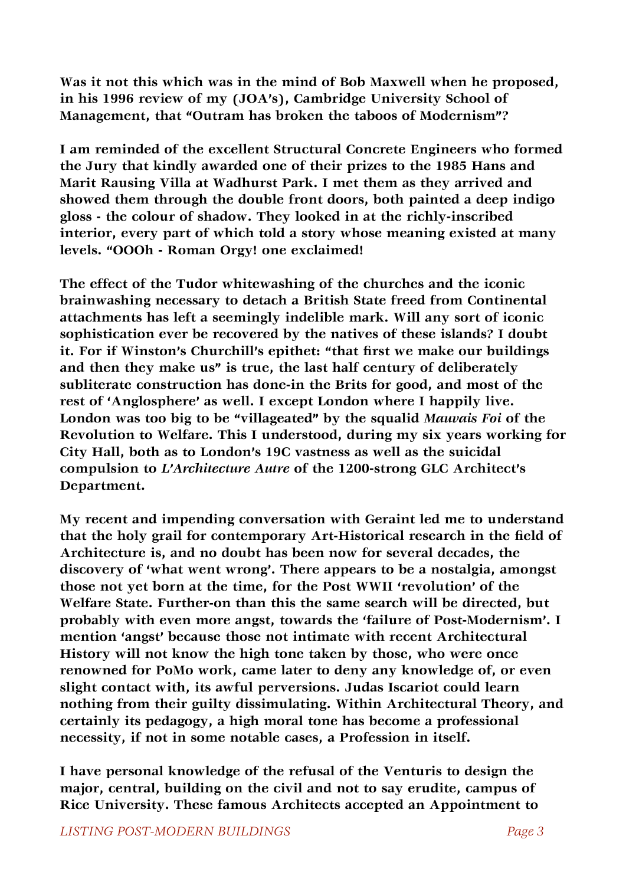**Was it not this which was in the mind of Bob Maxwell when he proposed, in his 1996 review of my (JOA's), Cambridge University School of Management, that "Outram has broken the taboos of Modernism"?**

**I am reminded of the excellent Structural Concrete Engineers who formed the Jury that kindly awarded one of their prizes to the 1985 Hans and Marit Rausing Villa at Wadhurst Park. I met them as they arrived and showed them through the double front doors, both painted a deep indigo gloss - the colour of shadow. They looked in at the richly-inscribed interior, every part of which told a story whose meaning existed at many levels. "OOOh - Roman Orgy! one exclaimed!**

**The effect of the Tudor whitewashing of the churches and the iconic brainwashing necessary to detach a British State freed from Continental attachments has left a seemingly indelible mark. Will any sort of iconic sophistication ever be recovered by the natives of these islands? I doubt it. For if Winston's Churchill's epithet: "that first we make our buildings and then they make us" is true, the last half century of deliberately subliterate construction has done-in the Brits for good, and most of the rest of 'Anglosphere' as well. I except London where I happily live. London was too big to be "villageated" by the squalid *Mauvais Foi* of the Revolution to Welfare. This I understood, during my six years working for City Hall, both as to London's 19C vastness as well as the suicidal compulsion to *L'Architecture Autre* of the 1200-strong GLC Architect's Department.**

**My recent and impending conversation with Geraint led me to understand that the holy grail for contemporary Art-Historical research in the field of Architecture is, and no doubt has been now for several decades, the discovery of 'what went wrong'. There appears to be a nostalgia, amongst those not yet born at the time, for the Post WWII 'revolution' of the Welfare State. Further-on than this the same search will be directed, but probably with even more angst, towards the 'failure of Post-Modernism'. I mention 'angst' because those not intimate with recent Architectural History will not know the high tone taken by those, who were once renowned for PoMo work, came later to deny any knowledge of, or even slight contact with, its awful perversions. Judas Iscariot could learn nothing from their guilty dissimulating. Within Architectural Theory, and certainly its pedagogy, a high moral tone has become a professional necessity, if not in some notable cases, a Profession in itself.**

**I have personal knowledge of the refusal of the Venturis to design the major, central, building on the civil and not to say erudite, campus of Rice University. These famous Architects accepted an Appointment to**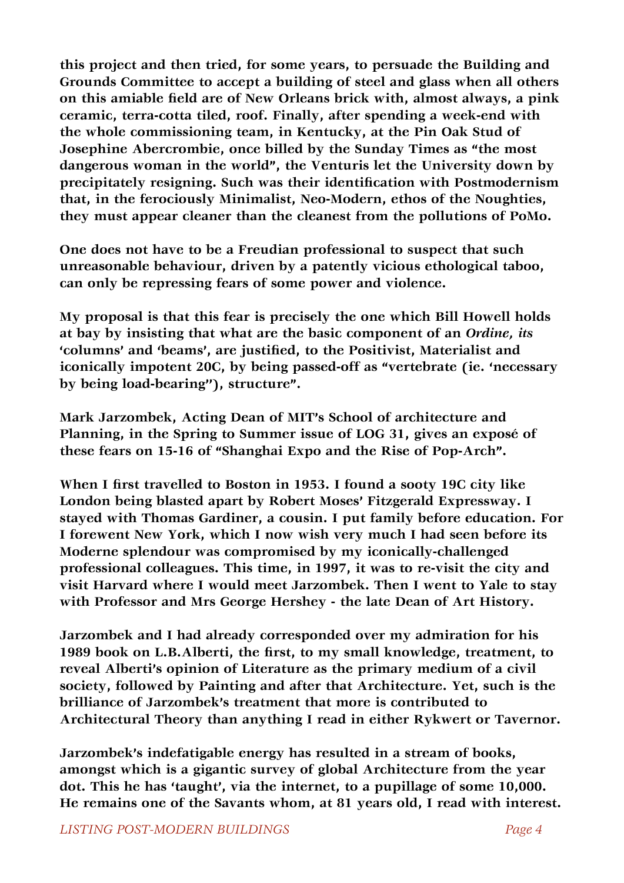**this project and then tried, for some years, to persuade the Building and Grounds Committee to accept a building of steel and glass when all others on this amiable field are of New Orleans brick with, almost always, a pink ceramic, terra-cotta tiled, roof. Finally, after spending a week-end with the whole commissioning team, in Kentucky, at the Pin Oak Stud of Josephine Abercrombie, once billed by the Sunday Times as "the most dangerous woman in the world", the Venturis let the University down by precipitately resigning. Such was their identification with Postmodernism that, in the ferociously Minimalist, Neo-Modern, ethos of the Noughties, they must appear cleaner than the cleanest from the pollutions of PoMo.**

**One does not have to be a Freudian professional to suspect that such unreasonable behaviour, driven by a patently vicious ethological taboo, can only be repressing fears of some power and violence.**

**My proposal is that this fear is precisely the one which Bill Howell holds at bay by insisting that what are the basic component of an *Ordine, its* 'columns' and 'beams', are justified, to the Positivist, Materialist and iconically impotent 20C, by being passed-off as "vertebrate (ie. 'necessary by being load-bearing"), structure".**

**Mark Jarzombek, Acting Dean of MIT's School of architecture and Planning, in the Spring to Summer issue of LOG 31, gives an exposé of these fears on 15-16 of "Shanghai Expo and the Rise of Pop-Arch".**

**When I first travelled to Boston in 1953. I found a sooty 19C city like London being blasted apart by Robert Moses' Fitzgerald Expressway. I stayed with Thomas Gardiner, a cousin. I put family before education. For I forewent New York, which I now wish very much I had seen before its Moderne splendour was compromised by my iconically-challenged professional colleagues. This time, in 1997, it was to re-visit the city and visit Harvard where I would meet Jarzombek. Then I went to Yale to stay with Professor and Mrs George Hershey - the late Dean of Art History.**

**Jarzombek and I had already corresponded over my admiration for his 1989 book on L.B.Alberti, the first, to my small knowledge, treatment, to reveal Alberti's opinion of Literature as the primary medium of a civil society, followed by Painting and after that Architecture. Yet, such is the brilliance of Jarzombek's treatment that more is contributed to Architectural Theory than anything I read in either Rykwert or Tavernor.**

**Jarzombek's indefatigable energy has resulted in a stream of books, amongst which is a gigantic survey of global Architecture from the year dot. This he has 'taught', via the internet, to a pupillage of some 10,000. He remains one of the Savants whom, at 81 years old, I read with interest.**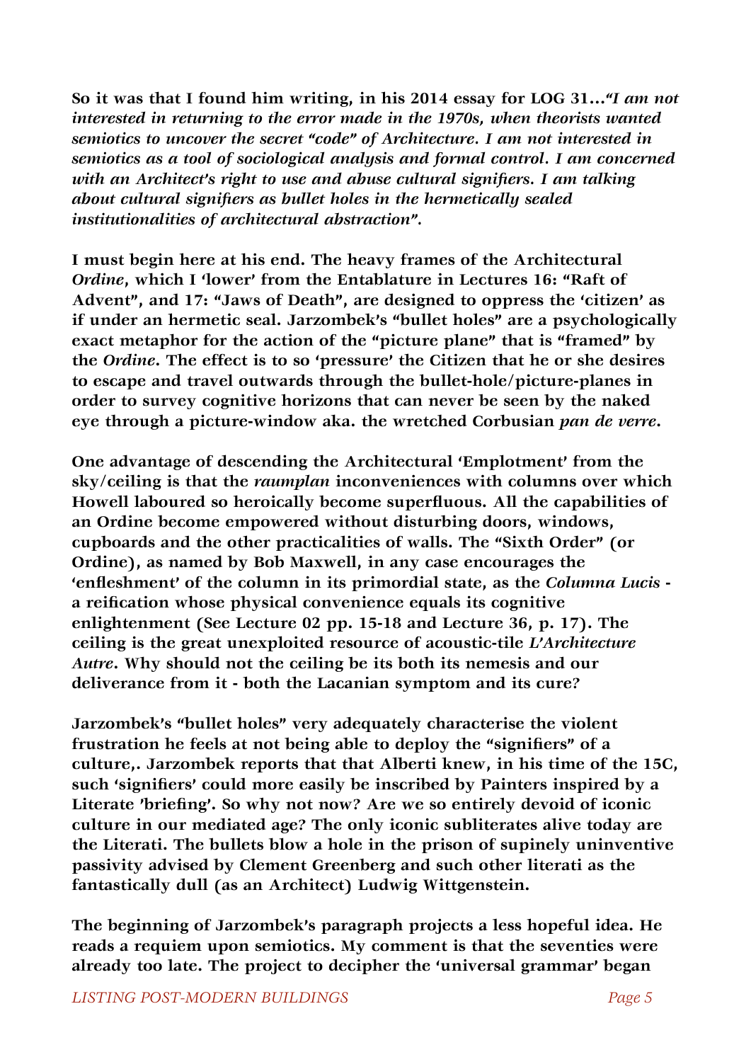**So it was that I found him writing, in his 2014 essay for LOG 31…*"I am not interested in returning to the error made in the 1970s, when theorists wanted semiotics to uncover the secret "code" of Architecture. I am not interested in semiotics as a tool of sociological analysis and formal control. I am concerned with an Architect's right to use and abuse cultural signifiers. I am talking about cultural signifiers as bullet holes in the hermetically sealed institutionalities of architectural abstraction".***

**I must begin here at his end. The heavy frames of the Architectural *Ordine*, which I 'lower' from the Entablature in Lectures 16: "Raft of Advent", and 17: "Jaws of Death", are designed to oppress the 'citizen' as if under an hermetic seal. Jarzombek's "bullet holes" are a psychologically exact metaphor for the action of the "picture plane" that is "framed" by the *Ordine*. The effect is to so 'pressure' the Citizen that he or she desires to escape and travel outwards through the bullet-hole/picture-planes in order to survey cognitive horizons that can never be seen by the naked eye through a picture-window aka. the wretched Corbusian *pan de verre*.**

**One advantage of descending the Architectural 'Emplotment' from the sky/ceiling is that the *raumplan* inconveniences with columns over which Howell laboured so heroically become superfluous. All the capabilities of an Ordine become empowered without disturbing doors, windows, cupboards and the other practicalities of walls. The "Sixth Order" (or Ordine), as named by Bob Maxwell, in any case encourages the 'enfleshment' of the column in its primordial state, as the *Columna Lucis* - a reification whose physical convenience equals its cognitive enlightenment (See Lecture 02 pp. 15-18 and Lecture 36, p. 17). The ceiling is the great unexploited resource of acoustic-tile *L'Architecture Autre*. Why should not the ceiling be its both its nemesis and our deliverance from it - both the Lacanian symptom and its cure?**

**Jarzombek's "bullet holes" very adequately characterise the violent frustration he feels at not being able to deploy the "signifiers" of a culture,. Jarzombek reports that that Alberti knew, in his time of the 15C, such 'signifiers' could more easily be inscribed by Painters inspired by a Literate 'briefing'. So why not now? Are we so entirely devoid of iconic culture in our mediated age? The only iconic subliterates alive today are the Literati. The bullets blow a hole in the prison of supinely uninventive passivity advised by Clement Greenberg and such other literati as the fantastically dull (as an Architect) Ludwig Wittgenstein.**

**The beginning of Jarzombek's paragraph projects a less hopeful idea. He reads a requiem upon semiotics. My comment is that the seventies were already too late. The project to decipher the 'universal grammar' began**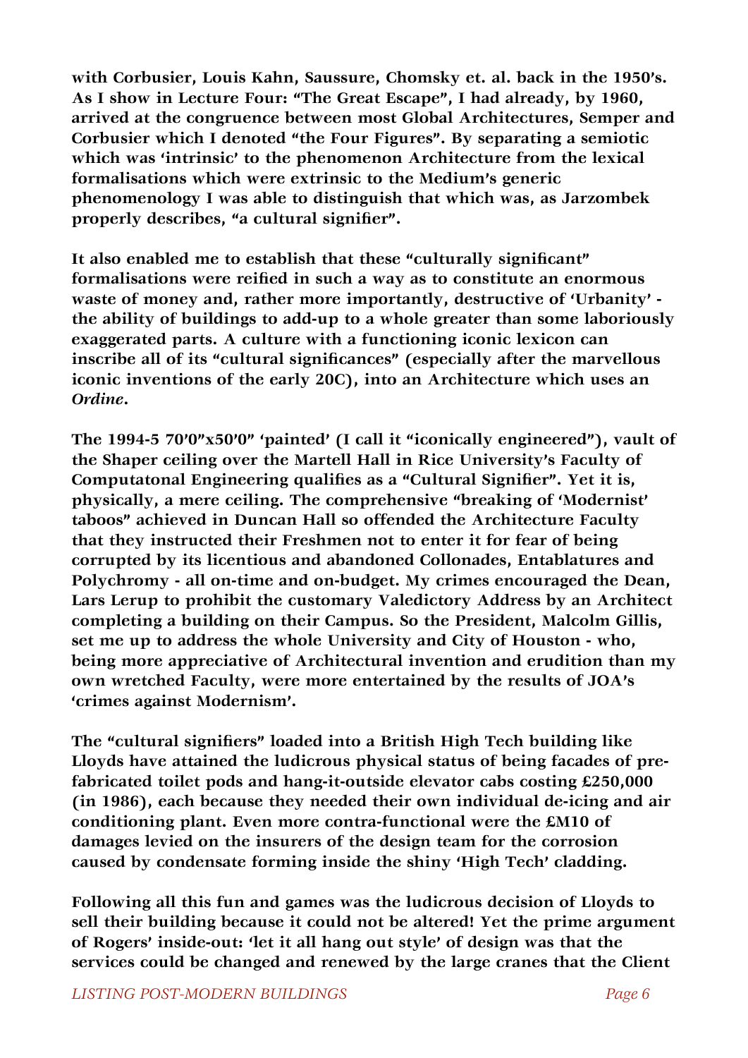**with Corbusier, Louis Kahn, Saussure, Chomsky et. al. back in the 1950's. As I show in Lecture Four: "The Great Escape", I had already, by 1960, arrived at the congruence between most Global Architectures, Semper and Corbusier which I denoted "the Four Figures". By separating a semiotic which was 'intrinsic' to the phenomenon Architecture from the lexical formalisations which were extrinsic to the Medium's generic phenomenology I was able to distinguish that which was, as Jarzombek properly describes, "a cultural signifier".**

**It also enabled me to establish that these "culturally significant" formalisations were reified in such a way as to constitute an enormous waste of money and, rather more importantly, destructive of 'Urbanity' - the ability of buildings to add-up to a whole greater than some laboriously exaggerated parts. A culture with a functioning iconic lexicon can inscribe all of its "cultural significances" (especially after the marvellous iconic inventions of the early 20C), into an Architecture which uses an *Ordine*.**

**The 1994-5 70'0"x50'0" 'painted' (I call it "iconically engineered"), vault of the Shaper ceiling over the Martell Hall in Rice University's Faculty of Computatonal Engineering qualifies as a "Cultural Signifier". Yet it is, physically, a mere ceiling. The comprehensive "breaking of 'Modernist' taboos" achieved in Duncan Hall so offended the Architecture Faculty that they instructed their Freshmen not to enter it for fear of being corrupted by its licentious and abandoned Collonades, Entablatures and Polychromy - all on-time and on-budget. My crimes encouraged the Dean, Lars Lerup to prohibit the customary Valedictory Address by an Architect completing a building on their Campus. So the President, Malcolm Gillis, set me up to address the whole University and City of Houston - who, being more appreciative of Architectural invention and erudition than my own wretched Faculty, were more entertained by the results of JOA's 'crimes against Modernism'.**

**The "cultural signifiers" loaded into a British High Tech building like Lloyds have attained the ludicrous physical status of being facades of pre-fabricated toilet pods and hang-it-outside elevator cabs costing £250,000 (in 1986), each because they needed their own individual de-icing and air conditioning plant. Even more contra-functional were the £M10 of damages levied on the insurers of the design team for the corrosion caused by condensate forming inside the shiny 'High Tech' cladding.**

**Following all this fun and games was the ludicrous decision of Lloyds to sell their building because it could not be altered! Yet the prime argument of Rogers' inside-out: 'let it all hang out style' of design was that the services could be changed and renewed by the large cranes that the Client**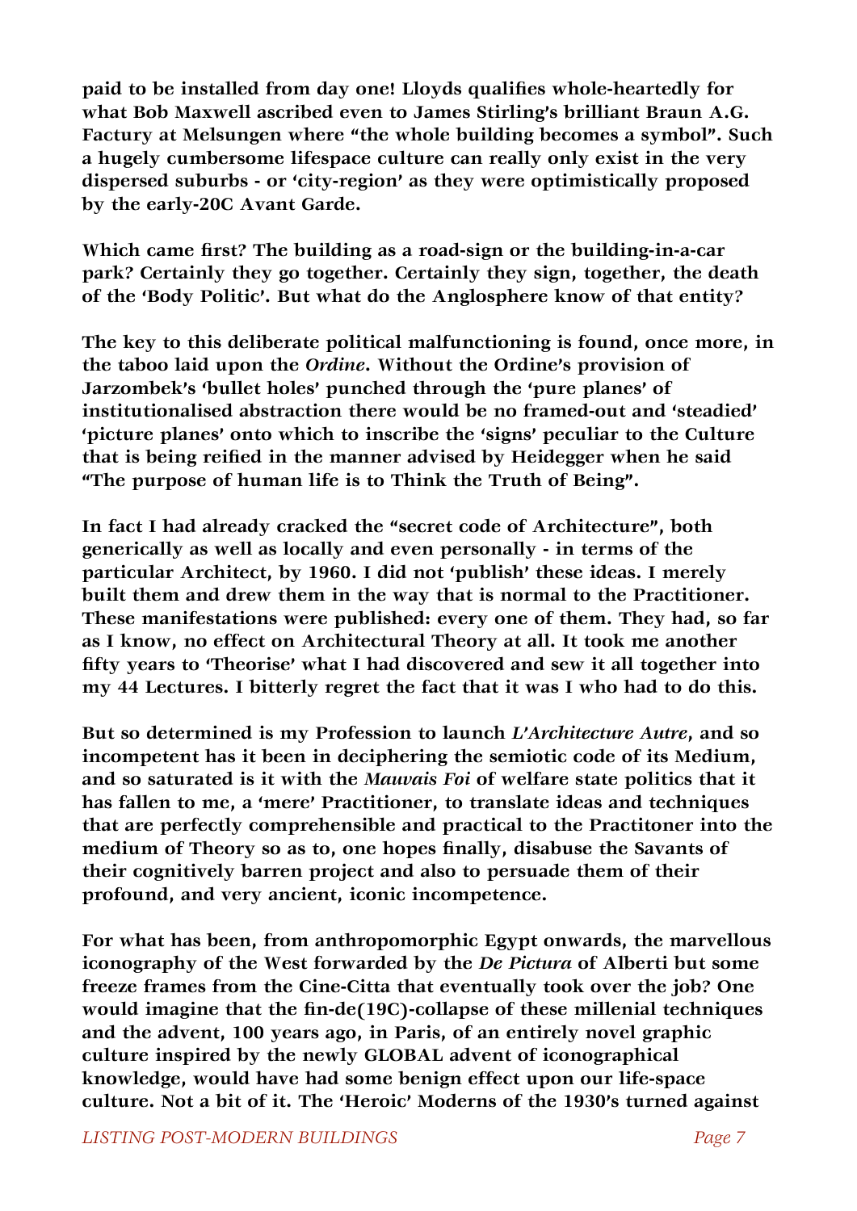**paid to be installed from day one! Lloyds qualifies whole-heartedly for what Bob Maxwell ascribed even to James Stirling's brilliant Braun A.G. Factury at Melsungen where "the whole building becomes a symbol". Such a hugely cumbersome lifespace culture can really only exist in the very dispersed suburbs - or 'city-region' as they were optimistically proposed by the early-20C Avant Garde.**

**Which came first? The building as a road-sign or the building-in-a-car park? Certainly they go together. Certainly they sign, together, the death of the 'Body Politic'. But what do the Anglosphere know of that entity?**

**The key to this deliberate political malfunctioning is found, once more, in the taboo laid upon the *Ordine*. Without the Ordine's provision of Jarzombek's 'bullet holes' punched through the 'pure planes' of institutionalised abstraction there would be no framed-out and 'steadied' 'picture planes' onto which to inscribe the 'signs' peculiar to the Culture that is being reified in the manner advised by Heidegger when he said "The purpose of human life is to Think the Truth of Being".**

**In fact I had already cracked the "secret code of Architecture", both generically as well as locally and even personally - in terms of the particular Architect, by 1960. I did not 'publish' these ideas. I merely built them and drew them in the way that is normal to the Practitioner. These manifestations were published: every one of them. They had, so far as I know, no effect on Architectural Theory at all. It took me another fifty years to 'Theorise' what I had discovered and sew it all together into my 44 Lectures. I bitterly regret the fact that it was I who had to do this.**

**But so determined is my Profession to launch *L'Architecture Autre*, and so incompetent has it been in deciphering the semiotic code of its Medium, and so saturated is it with the *Mauvais Foi* of welfare state politics that it has fallen to me, a 'mere' Practitioner, to translate ideas and techniques that are perfectly comprehensible and practical to the Practitoner into the medium of Theory so as to, one hopes finally, disabuse the Savants of their cognitively barren project and also to persuade them of their profound, and very ancient, iconic incompetence.**

**For what has been, from anthropomorphic Egypt onwards, the marvellous iconography of the West forwarded by the *De Pictura* of Alberti but some freeze frames from the Cine-Citta that eventually took over the job? One would imagine that the fin-de(19C)-collapse of these millenial techniques and the advent, 100 years ago, in Paris, of an entirely novel graphic culture inspired by the newly GLOBAL advent of iconographical knowledge, would have had some benign effect upon our life-space culture. Not a bit of it. The 'Heroic' Moderns of the 1930's turned against**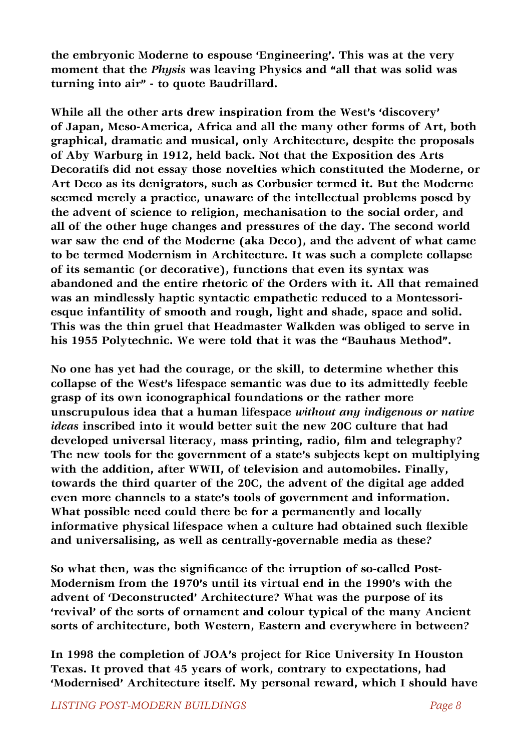**the embryonic Moderne to espouse 'Engineering'. This was at the very moment that the *Physis* was leaving Physics and "all that was solid was turning into air" - to quote Baudrillard.**

**While all the other arts drew inspiration from the West's 'discovery' of Japan, Meso-America, Africa and all the many other forms of Art, both graphical, dramatic and musical, only Architecture, despite the proposals of Aby Warburg in 1912, held back. Not that the Exposition des Arts Decoratifs did not essay those novelties which constituted the Moderne, or Art Deco as its denigrators, such as Corbusier termed it. But the Moderne seemed merely a practice, unaware of the intellectual problems posed by the advent of science to religion, mechanisation to the social order, and all of the other huge changes and pressures of the day. The second world war saw the end of the Moderne (aka Deco), and the advent of what came to be termed Modernism in Architecture. It was such a complete collapse of its semantic (or decorative), functions that even its syntax was abandoned and the entire rhetoric of the Orders with it. All that remained was an mindlessly haptic syntactic empathetic reduced to a Montessori-esque infantility of smooth and rough, light and shade, space and solid. This was the thin gruel that Headmaster Walkden was obliged to serve in his 1955 Polytechnic. We were told that it was the "Bauhaus Method".**

**No one has yet had the courage, or the skill, to determine whether this collapse of the West's lifespace semantic was due to its admittedly feeble grasp of its own iconographical foundations or the rather more unscrupulous idea that a human lifespace *without any indigenous or native ideas* inscribed into it would better suit the new 20C culture that had developed universal literacy, mass printing, radio, film and telegraphy? The new tools for the government of a state's subjects kept on multiplying with the addition, after WWII, of television and automobiles. Finally, towards the third quarter of the 20C, the advent of the digital age added even more channels to a state's tools of government and information. What possible need could there be for a permanently and locally informative physical lifespace when a culture had obtained such flexible and universalising, as well as centrally-governable media as these?**

**So what then, was the significance of the irruption of so-called Post-Modernism from the 1970's until its virtual end in the 1990's with the advent of 'Deconstructed' Architecture? What was the purpose of its 'revival' of the sorts of ornament and colour typical of the many Ancient sorts of architecture, both Western, Eastern and everywhere in between?**

**In 1998 the completion of JOA's project for Rice University In Houston Texas. It proved that 45 years of work, contrary to expectations, had 'Modernised' Architecture itself. My personal reward, which I should have**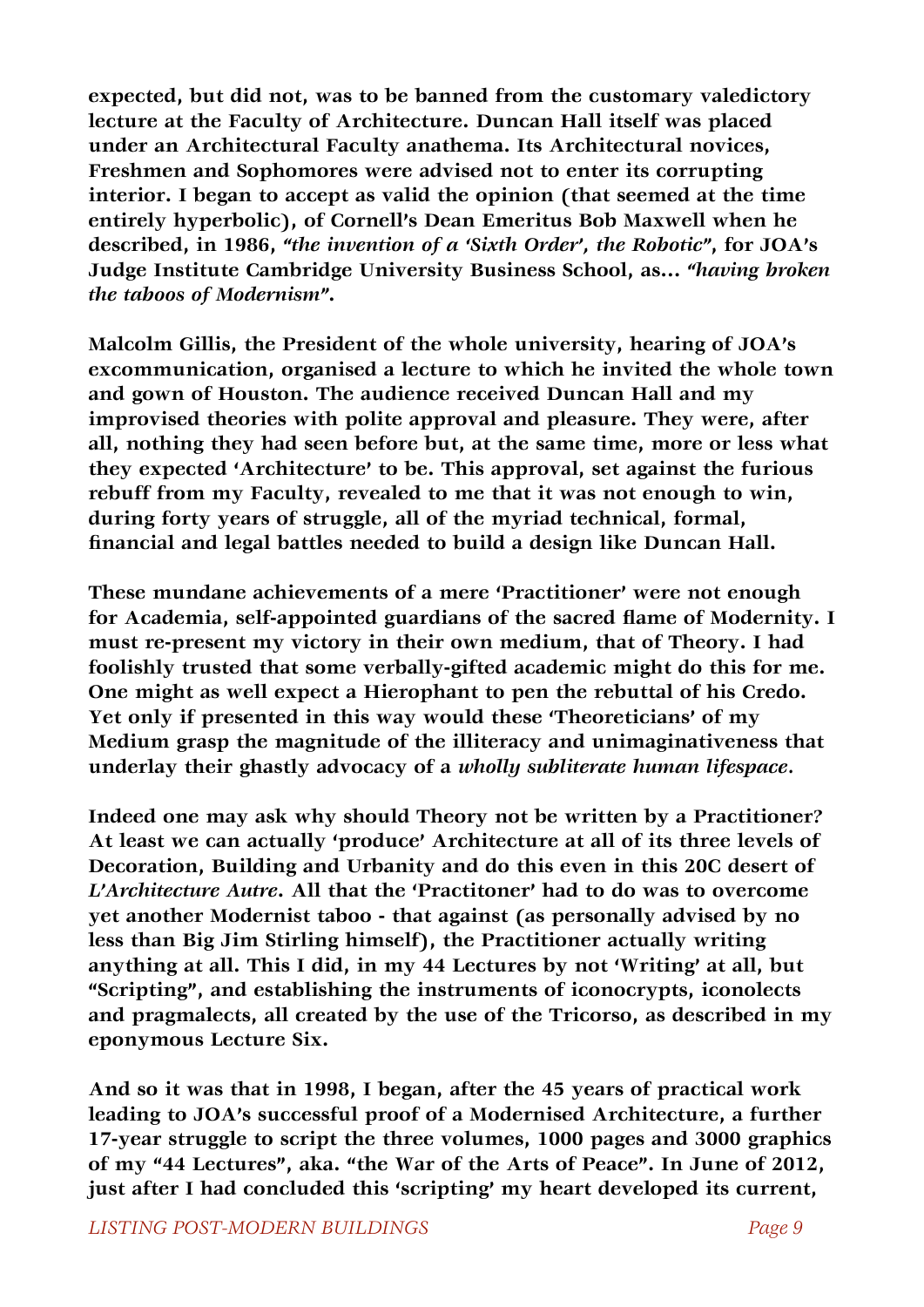**expected, but did not, was to be banned from the customary valedictory lecture at the Faculty of Architecture. Duncan Hall itself was placed under an Architectural Faculty anathema. Its Architectural novices, Freshmen and Sophomores were advised not to enter its corrupting interior. I began to accept as valid the opinion (that seemed at the time entirely hyperbolic), of Cornell's Dean Emeritus Bob Maxwell when he described, in 1986, *"the invention of a 'Sixth Order', the Robotic"*, for JOA's Judge Institute Cambridge University Business School, as… *"having broken the taboos of Modernism"*.**

**Malcolm Gillis, the President of the whole university, hearing of JOA's excommunication, organised a lecture to which he invited the whole town and gown of Houston. The audience received Duncan Hall and my improvised theories with polite approval and pleasure. They were, after all, nothing they had seen before but, at the same time, more or less what they expected 'Architecture' to be. This approval, set against the furious rebuff from my Faculty, revealed to me that it was not enough to win, during forty years of struggle, all of the myriad technical, formal, financial and legal battles needed to build a design like Duncan Hall.**

**These mundane achievements of a mere 'Practitioner' were not enough for Academia, self-appointed guardians of the sacred flame of Modernity. I must re-present my victory in their own medium, that of Theory. I had foolishly trusted that some verbally-gifted academic might do this for me. One might as well expect a Hierophant to pen the rebuttal of his Credo. Yet only if presented in this way would these 'Theoreticians' of my Medium grasp the magnitude of the illiteracy and unimaginativeness that underlay their ghastly advocacy of a *wholly subliterate human lifespace*.**

**Indeed one may ask why should Theory not be written by a Practitioner? At least we can actually 'produce' Architecture at all of its three levels of Decoration, Building and Urbanity and do this even in this 20C desert of *L'Architecture Autre*. All that the 'Practitoner' had to do was to overcome yet another Modernist taboo - that against (as personally advised by no less than Big Jim Stirling himself), the Practitioner actually writing anything at all. This I did, in my 44 Lectures by not 'Writing' at all, but "Scripting", and establishing the instruments of iconocrypts, iconolects and pragmalects, all created by the use of the Tricorso, as described in my eponymous Lecture Six.**

**And so it was that in 1998, I began, after the 45 years of practical work leading to JOA's successful proof of a Modernised Architecture, a further 17-year struggle to script the three volumes, 1000 pages and 3000 graphics of my "44 Lectures", aka. "the War of the Arts of Peace". In June of 2012, just after I had concluded this 'scripting' my heart developed its current,**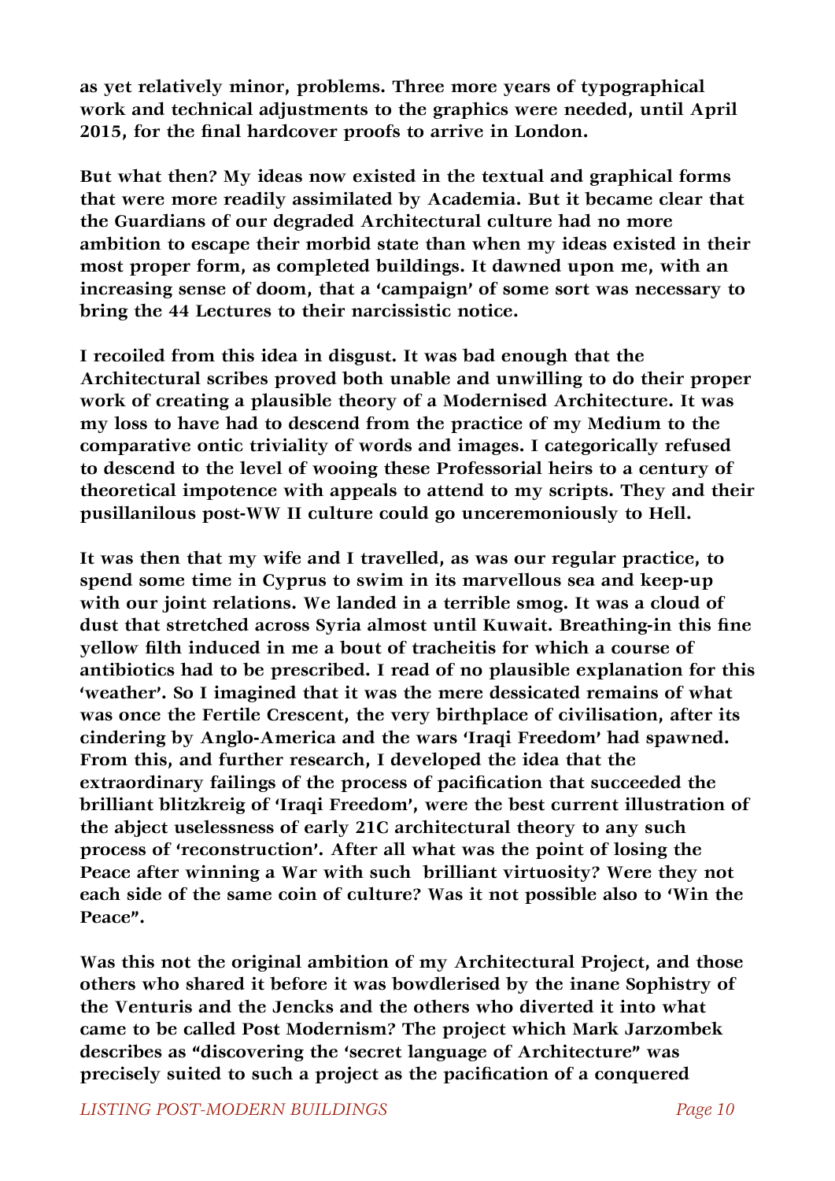**as yet relatively minor, problems. Three more years of typographical work and technical adjustments to the graphics were needed, until April 2015, for the final hardcover proofs to arrive in London.**

**But what then? My ideas now existed in the textual and graphical forms that were more readily assimilated by Academia. But it became clear that the Guardians of our degraded Architectural culture had no more ambition to escape their morbid state than when my ideas existed in their most proper form, as completed buildings. It dawned upon me, with an increasing sense of doom, that a 'campaign' of some sort was necessary to bring the 44 Lectures to their narcissistic notice.**

**I recoiled from this idea in disgust. It was bad enough that the Architectural scribes proved both unable and unwilling to do their proper work of creating a plausible theory of a Modernised Architecture. It was my loss to have had to descend from the practice of my Medium to the comparative ontic triviality of words and images. I categorically refused to descend to the level of wooing these Professorial heirs to a century of theoretical impotence with appeals to attend to my scripts. They and their pusillanilous post-WW II culture could go unceremoniously to Hell.**

**It was then that my wife and I travelled, as was our regular practice, to spend some time in Cyprus to swim in its marvellous sea and keep-up with our joint relations. We landed in a terrible smog. It was a cloud of dust that stretched across Syria almost until Kuwait. Breathing-in this fine yellow filth induced in me a bout of tracheitis for which a course of antibiotics had to be prescribed. I read of no plausible explanation for this 'weather'. So I imagined that it was the mere dessicated remains of what was once the Fertile Crescent, the very birthplace of civilisation, after its cindering by Anglo-America and the wars 'Iraqi Freedom' had spawned. From this, and further research, I developed the idea that the extraordinary failings of the process of pacification that succeeded the brilliant blitzkreig of 'Iraqi Freedom', were the best current illustration of the abject uselessness of early 21C architectural theory to any such process of 'reconstruction'. After all what was the point of losing the Peace after winning a War with such brilliant virtuosity? Were they not each side of the same coin of culture? Was it not possible also to 'Win the Peace".**

**Was this not the original ambition of my Architectural Project, and those others who shared it before it was bowdlerised by the inane Sophistry of the Venturis and the Jencks and the others who diverted it into what came to be called Post Modernism? The project which Mark Jarzombek describes as "discovering the 'secret language of Architecture" was precisely suited to such a project as the pacification of a conquered**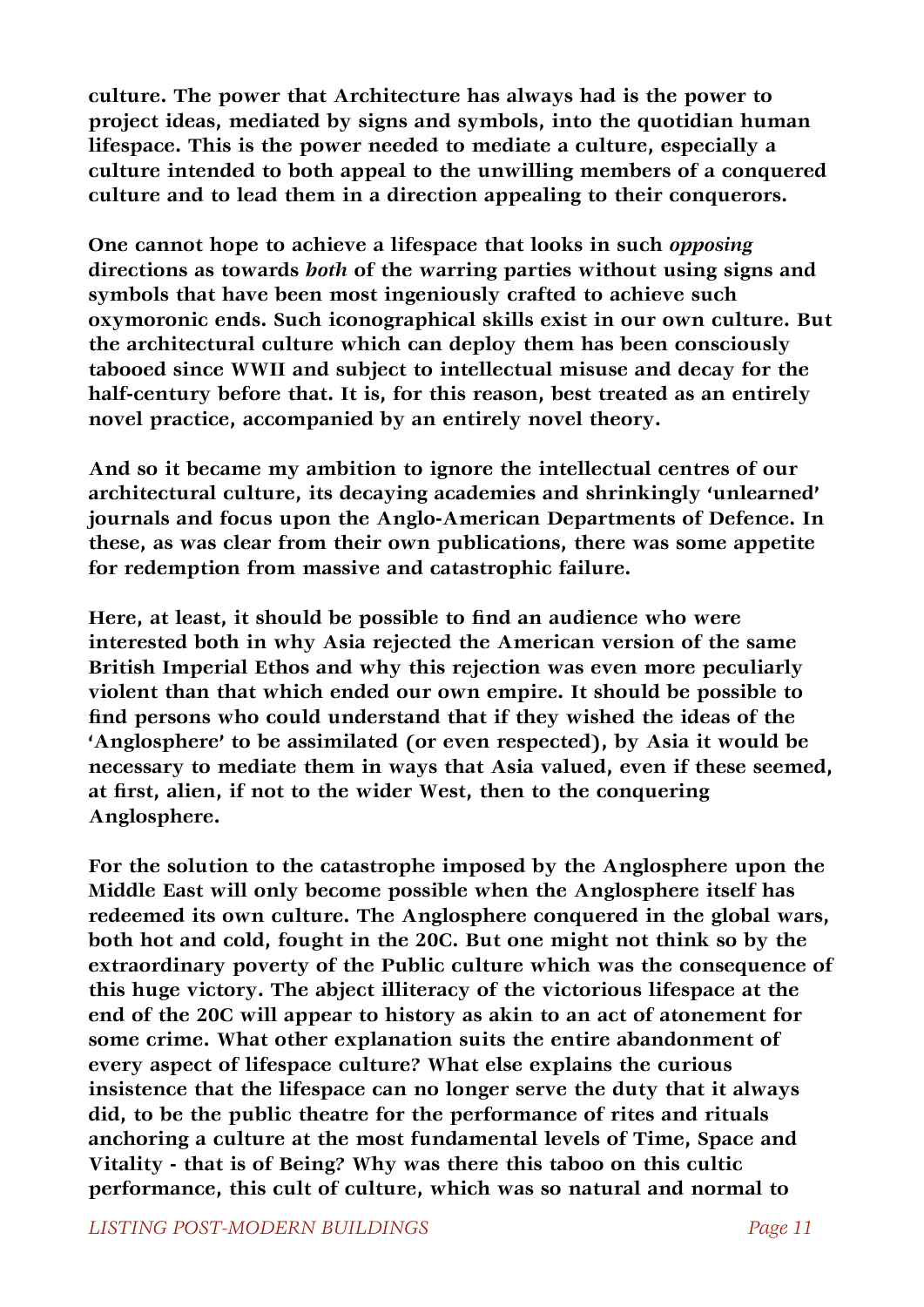**culture. The power that Architecture has always had is the power to project ideas, mediated by signs and symbols, into the quotidian human lifespace. This is the power needed to mediate a culture, especially a culture intended to both appeal to the unwilling members of a conquered culture and to lead them in a direction appealing to their conquerors.**

**One cannot hope to achieve a lifespace that looks in such *opposing* directions as towards *both* of the warring parties without using signs and symbols that have been most ingeniously crafted to achieve such oxymoronic ends. Such iconographical skills exist in our own culture. But the architectural culture which can deploy them has been consciously tabooed since WWII and subject to intellectual misuse and decay for the half-century before that. It is, for this reason, best treated as an entirely novel practice, accompanied by an entirely novel theory.**

**And so it became my ambition to ignore the intellectual centres of our architectural culture, its decaying academies and shrinkingly 'unlearned' journals and focus upon the Anglo-American Departments of Defence. In these, as was clear from their own publications, there was some appetite for redemption from massive and catastrophic failure.**

**Here, at least, it should be possible to find an audience who were interested both in why Asia rejected the American version of the same British Imperial Ethos and why this rejection was even more peculiarly violent than that which ended our own empire. It should be possible to find persons who could understand that if they wished the ideas of the 'Anglosphere' to be assimilated (or even respected), by Asia it would be necessary to mediate them in ways that Asia valued, even if these seemed, at first, alien, if not to the wider West, then to the conquering Anglosphere.**

**For the solution to the catastrophe imposed by the Anglosphere upon the Middle East will only become possible when the Anglosphere itself has redeemed its own culture. The Anglosphere conquered in the global wars, both hot and cold, fought in the 20C. But one might not think so by the extraordinary poverty of the Public culture which was the consequence of this huge victory. The abject illiteracy of the victorious lifespace at the end of the 20C will appear to history as akin to an act of atonement for some crime. What other explanation suits the entire abandonment of every aspect of lifespace culture? What else explains the curious insistence that the lifespace can no longer serve the duty that it always did, to be the public theatre for the performance of rites and rituals anchoring a culture at the most fundamental levels of Time, Space and Vitality - that is of Being? Why was there this taboo on this cultic performance, this cult of culture, which was so natural and normal to**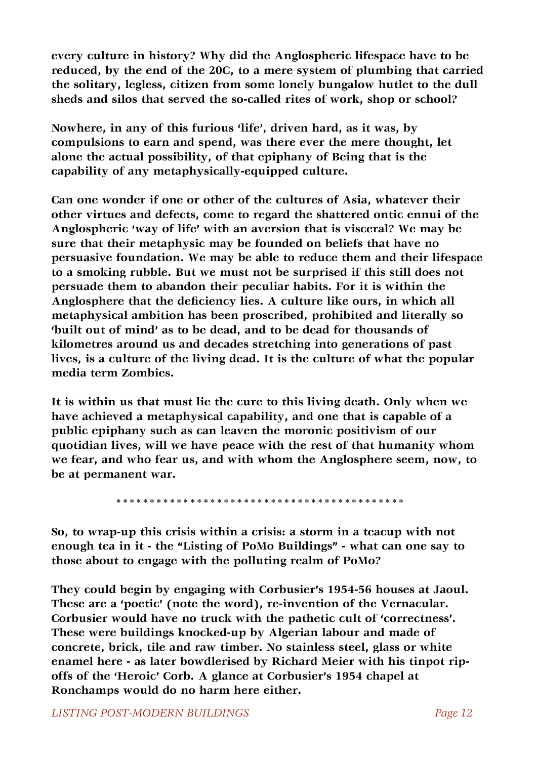**every culture in history? Why did the Anglospheric lifespace have to be reduced, by the end of the 20C, to a mere system of plumbing that carried the solitary, legless, citizen from some lonely bungalow hutlet to the dull sheds and silos that served the so-called rites of work, shop or school?**

**Nowhere, in any of this furious 'life', driven hard, as it was, by compulsions to earn and spend, was there ever the mere thought, let alone the actual possibility, of that epiphany of Being that is the capability of any metaphysically-equipped culture.**

**Can one wonder if one or other of the cultures of Asia, whatever their other virtues and defects, come to regard the shattered ontic ennui of the Anglospheric 'way of life' with an aversion that is visceral? We may be sure that their metaphysic may be founded on beliefs that have no persuasive foundation. We may be able to reduce them and their lifespace to a smoking rubble. But we must not be surprised if this still does not persuade them to abandon their peculiar habits. For it is within the Anglosphere that the deficiency lies. A culture like ours, in which all metaphysical ambition has been proscribed, prohibited and literally so 'built out of mind' as to be dead, and to be dead for thousands of kilometres around us and decades stretching into generations of past lives, is a culture of the living dead. It is the culture of what the popular media term Zombies.**

**It is within us that must lie the cure to this living death. Only when we have achieved a metaphysical capability, and one that is capable of a public epiphany such as can leaven the moronic positivism of our quotidian lives, will we have peace with the rest of that humanity whom we fear, and who fear us, and with whom the Anglosphere seem, now, to be at permanent war.**

*********************************************

**So, to wrap-up this crisis within a crisis: a storm in a teacup with not enough tea in it - the "Listing of PoMo Buildings" - what can one say to those about to engage with the polluting realm of PoMo?**

**They could begin by engaging with Corbusier's 1954-56 houses at Jaoul. These are a 'poetic' (note the word), re-invention of the Vernacular. Corbusier would have no truck with the pathetic cult of 'correctness'. These were buildings knocked-up by Algerian labour and made of concrete, brick, tile and raw timber. No stainless steel, glass or white enamel here - as later bowdlerised by Richard Meier with his tinpot rip-offs of the 'Heroic' Corb. A glance at Corbusier's 1954 chapel at Ronchamps would do no harm here either.**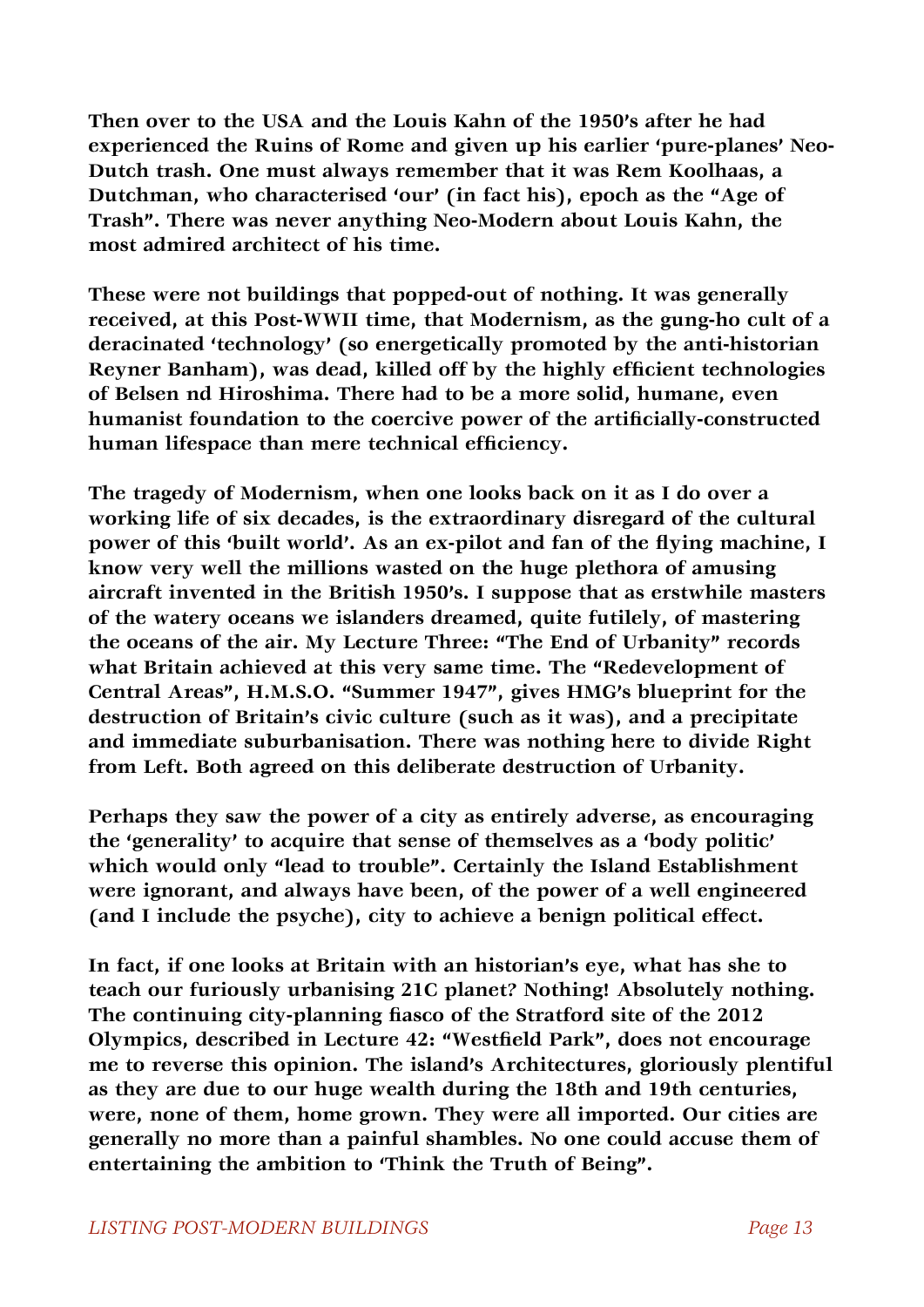**Then over to the USA and the Louis Kahn of the 1950's after he had experienced the Ruins of Rome and given up his earlier 'pure-planes' Neo-Dutch trash. One must always remember that it was Rem Koolhaas, a Dutchman, who characterised 'our' (in fact his), epoch as the "Age of Trash". There was never anything Neo-Modern about Louis Kahn, the most admired architect of his time.**

**These were not buildings that popped-out of nothing. It was generally received, at this Post-WWII time, that Modernism, as the gung-ho cult of a deracinated 'technology' (so energetically promoted by the anti-historian Reyner Banham), was dead, killed off by the highly efficient technologies of Belsen nd Hiroshima. There had to be a more solid, humane, even humanist foundation to the coercive power of the artificially-constructed human lifespace than mere technical efficiency.**

**The tragedy of Modernism, when one looks back on it as I do over a working life of six decades, is the extraordinary disregard of the cultural power of this 'built world'. As an ex-pilot and fan of the flying machine, I know very well the millions wasted on the huge plethora of amusing aircraft invented in the British 1950's. I suppose that as erstwhile masters of the watery oceans we islanders dreamed, quite futilely, of mastering the oceans of the air. My Lecture Three: "The End of Urbanity" records what Britain achieved at this very same time. The "Redevelopment of Central Areas", H.M.S.O. "Summer 1947", gives HMG's blueprint for the destruction of Britain's civic culture (such as it was), and a precipitate and immediate suburbanisation. There was nothing here to divide Right from Left. Both agreed on this deliberate destruction of Urbanity.**

**Perhaps they saw the power of a city as entirely adverse, as encouraging the 'generality' to acquire that sense of themselves as a 'body politic' which would only "lead to trouble". Certainly the Island Establishment were ignorant, and always have been, of the power of a well engineered (and I include the psyche), city to achieve a benign political effect.**

**In fact, if one looks at Britain with an historian's eye, what has she to teach our furiously urbanising 21C planet? Nothing! Absolutely nothing. The continuing city-planning fiasco of the Stratford site of the 2012 Olympics, described in Lecture 42: "Westfield Park", does not encourage me to reverse this opinion. The island's Architectures, gloriously plentiful as they are due to our huge wealth during the 18th and 19th centuries, were, none of them, home grown. They were all imported. Our cities are generally no more than a painful shambles. No one could accuse them of entertaining the ambition to 'Think the Truth of Being".**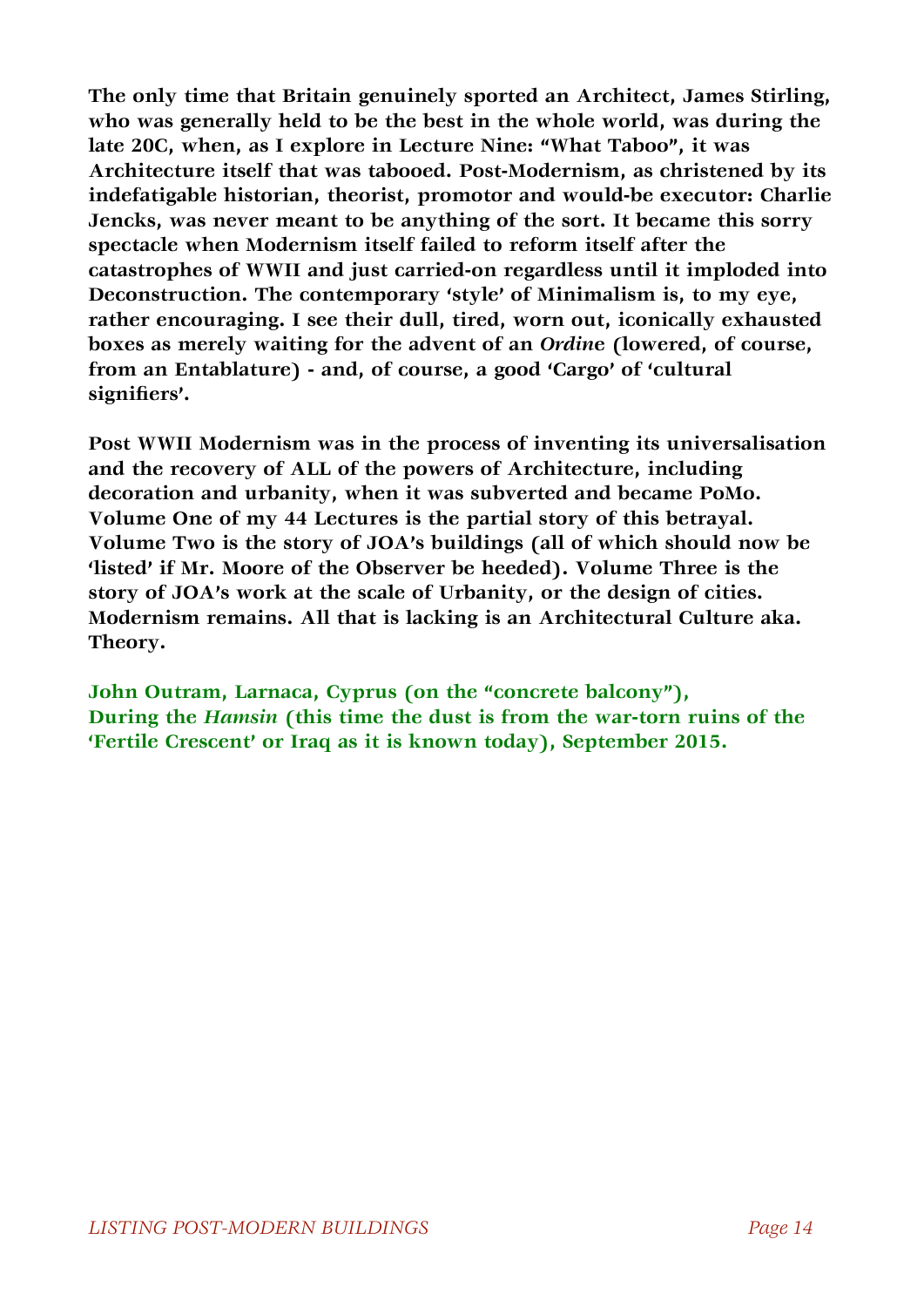**The only time that Britain genuinely sported an Architect, James Stirling, who was generally held to be the best in the whole world, was during the late 20C, when, as I explore in Lecture Nine: "What Taboo", it was Architecture itself that was tabooed. Post-Modernism, as christened by its indefatigable historian, theorist, promotor and would-be executor: Charlie Jencks, was never meant to be anything of the sort. It became this sorry spectacle when Modernism itself failed to reform itself after the catastrophes of WWII and just carried-on regardless until it imploded into Deconstruction. The contemporary 'style' of Minimalism is, to my eye, rather encouraging. I see their dull, tired, worn out, iconically exhausted boxes as merely waiting for the advent of an *Ordine* (lowered, of course, from an Entablature) - and, of course, a good 'Cargo' of 'cultural signifiers'.**

**Post WWII Modernism was in the process of inventing its universalisation and the recovery of ALL of the powers of Architecture, including decoration and urbanity, when it was subverted and became PoMo. Volume One of my 44 Lectures is the partial story of this betrayal. Volume Two is the story of JOA's buildings (all of which should now be 'listed' if Mr. Moore of the Observer be heeded). Volume Three is the story of JOA's work at the scale of Urbanity, or the design of cities. Modernism remains. All that is lacking is an Architectural Culture aka. Theory.**

**John Outram, Larnaca, Cyprus (on the "concrete balcony"),**
**During the *Hamsin* (this time the dust is from the war-torn ruins of the 'Fertile Crescent' or Iraq as it is known today), September 2015.**